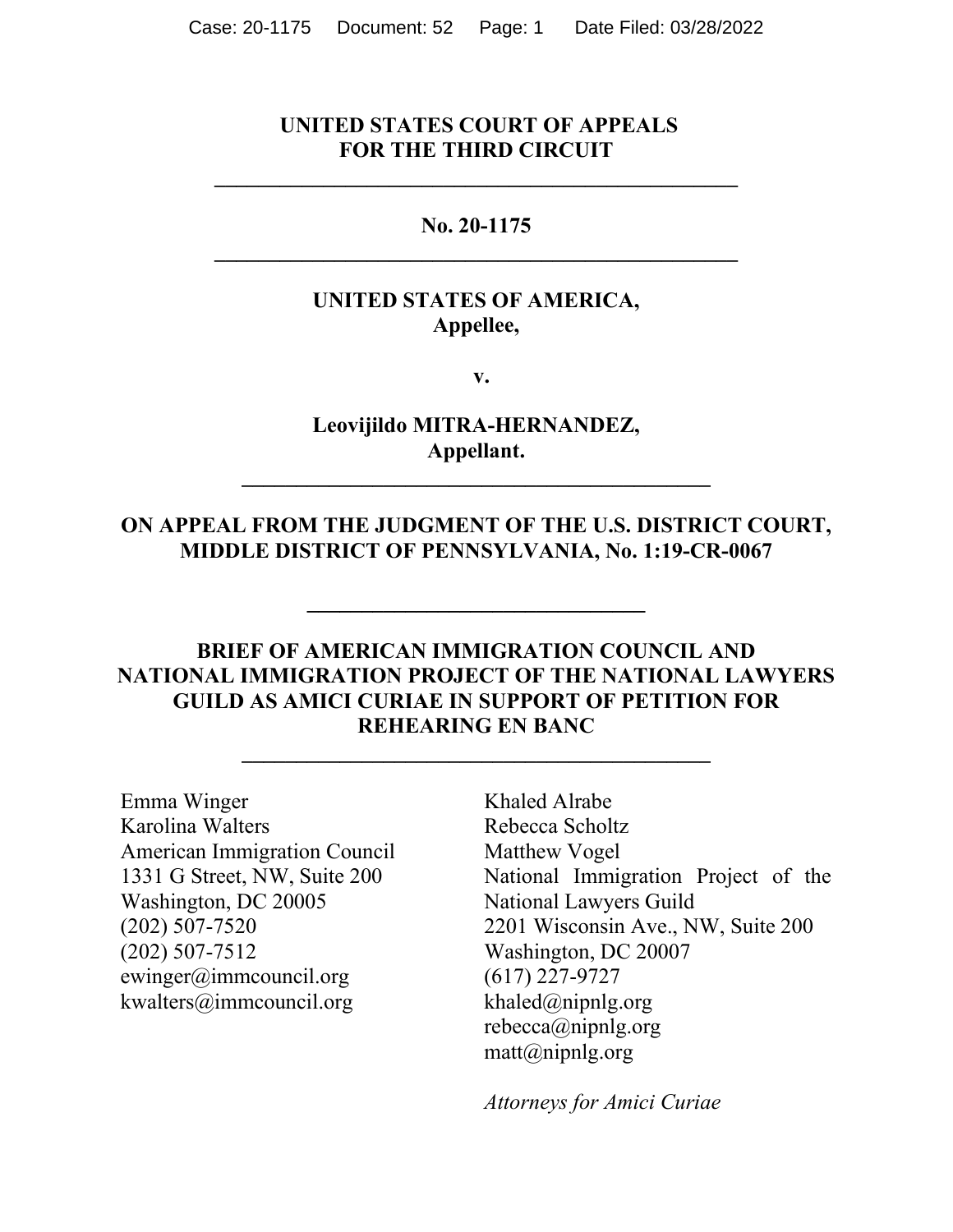**UNITED STATES COURT OF APPEALS**
**FOR THE THIRD CIRCUIT**

---

**No. 20-1175**

---

**UNITED STATES OF AMERICA,**
**Appellee,**

**v.**

**Leovijildo MITRA-HERNANDEZ,**
**Appellant.**

---

**ON APPEAL FROM THE JUDGMENT OF THE U.S. DISTRICT COURT, MIDDLE DISTRICT OF PENNSYLVANIA, No. 1:19-CR-0067**

---

**BRIEF OF AMERICAN IMMIGRATION COUNCIL AND NATIONAL IMMIGRATION PROJECT OF THE NATIONAL LAWYERS GUILD AS AMICI CURIAE IN SUPPORT OF PETITION FOR REHEARING EN BANC**

---

Emma Winger
Karolina Walters
American Immigration Council
1331 G Street, NW, Suite 200
Washington, DC 20005
(202) 507-7520
(202) 507-7512
ewinger@immcouncil.org
kwalters@immcouncil.org

Khaled Alrabe
Rebecca Scholtz
Matthew Vogel
National Immigration Project of the National Lawyers Guild
2201 Wisconsin Ave., NW, Suite 200
Washington, DC 20007
(617) 227-9727
khaled@nipnlg.org
rebecca@nipnlg.org
matt@nipnlg.org

*Attorneys for Amici Curiae*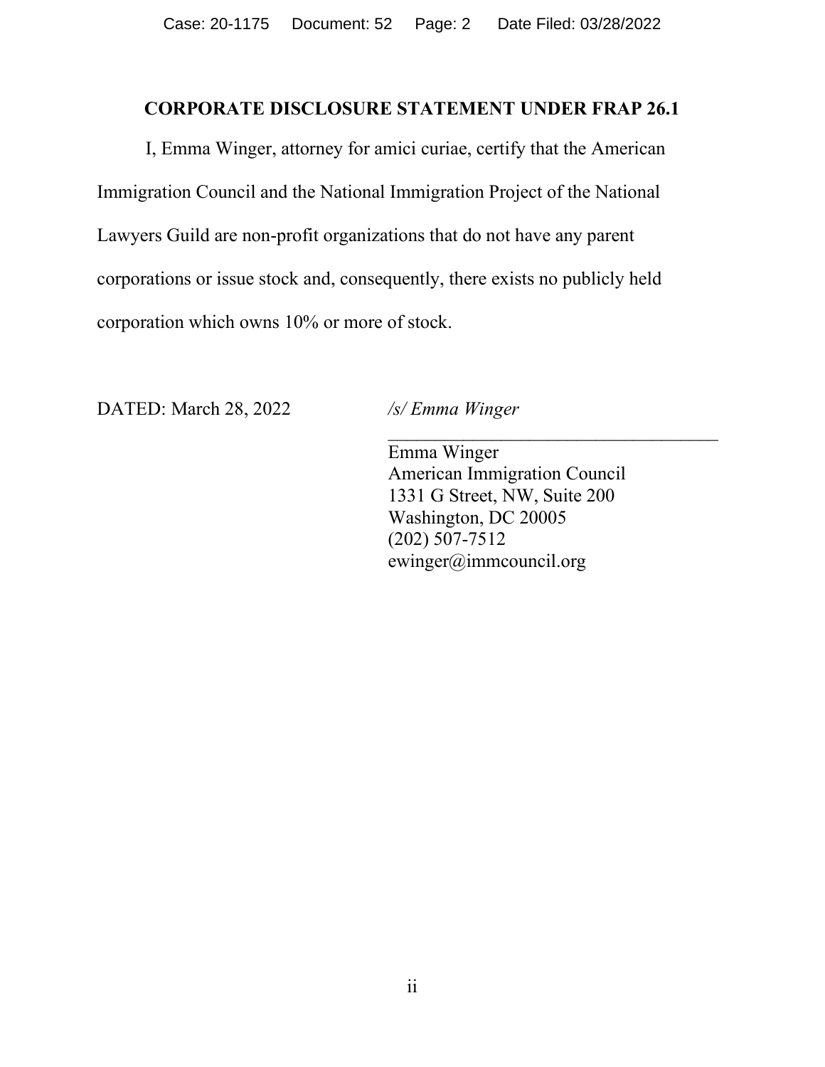## CORPORATE DISCLOSURE STATEMENT UNDER FRAP 26.1

I, Emma Winger, attorney for amici curiae, certify that the American Immigration Council and the National Immigration Project of the National Lawyers Guild are non-profit organizations that do not have any parent corporations or issue stock and, consequently, there exists no publicly held corporation which owns 10% or more of stock.

DATED: March 28, 2022

*/s/ Emma Winger*

Emma Winger
American Immigration Council
1331 G Street, NW, Suite 200
Washington, DC 20005
(202) 507-7512
ewinger@immcouncil.org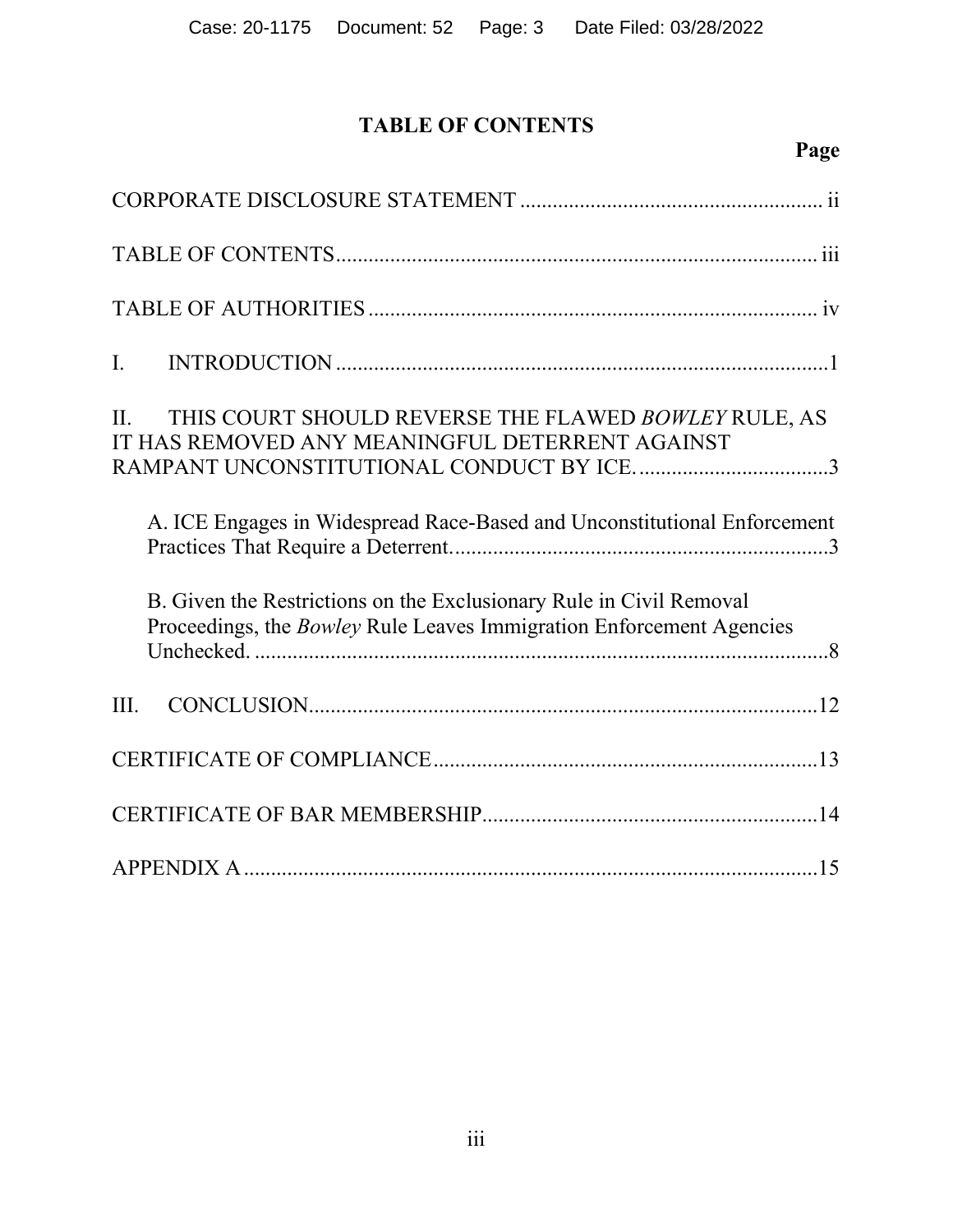# TABLE OF CONTENTS

**Page**

CORPORATE DISCLOSURE STATEMENT ........................................................ ii

TABLE OF CONTENTS ........................................................................................ iii

TABLE OF AUTHORITIES .................................................................................. iv

I. INTRODUCTION ............................................................................................1

II. THIS COURT SHOULD REVERSE THE FLAWED *BOWLEY* RULE, AS IT HAS REMOVED ANY MEANINGFUL DETERRENT AGAINST RAMPANT UNCONSTITUTIONAL CONDUCT BY ICE. ...................................3

A. ICE Engages in Widespread Race-Based and Unconstitutional Enforcement Practices That Require a Deterrent. .....................................................................3

B. Given the Restrictions on the Exclusionary Rule in Civil Removal Proceedings, the *Bowley* Rule Leaves Immigration Enforcement Agencies Unchecked. ..........................................................................................................8

III. CONCLUSION ..............................................................................................12

CERTIFICATE OF COMPLIANCE .......................................................................13

CERTIFICATE OF BAR MEMBERSHIP ..............................................................14

APPENDIX A ..........................................................................................................15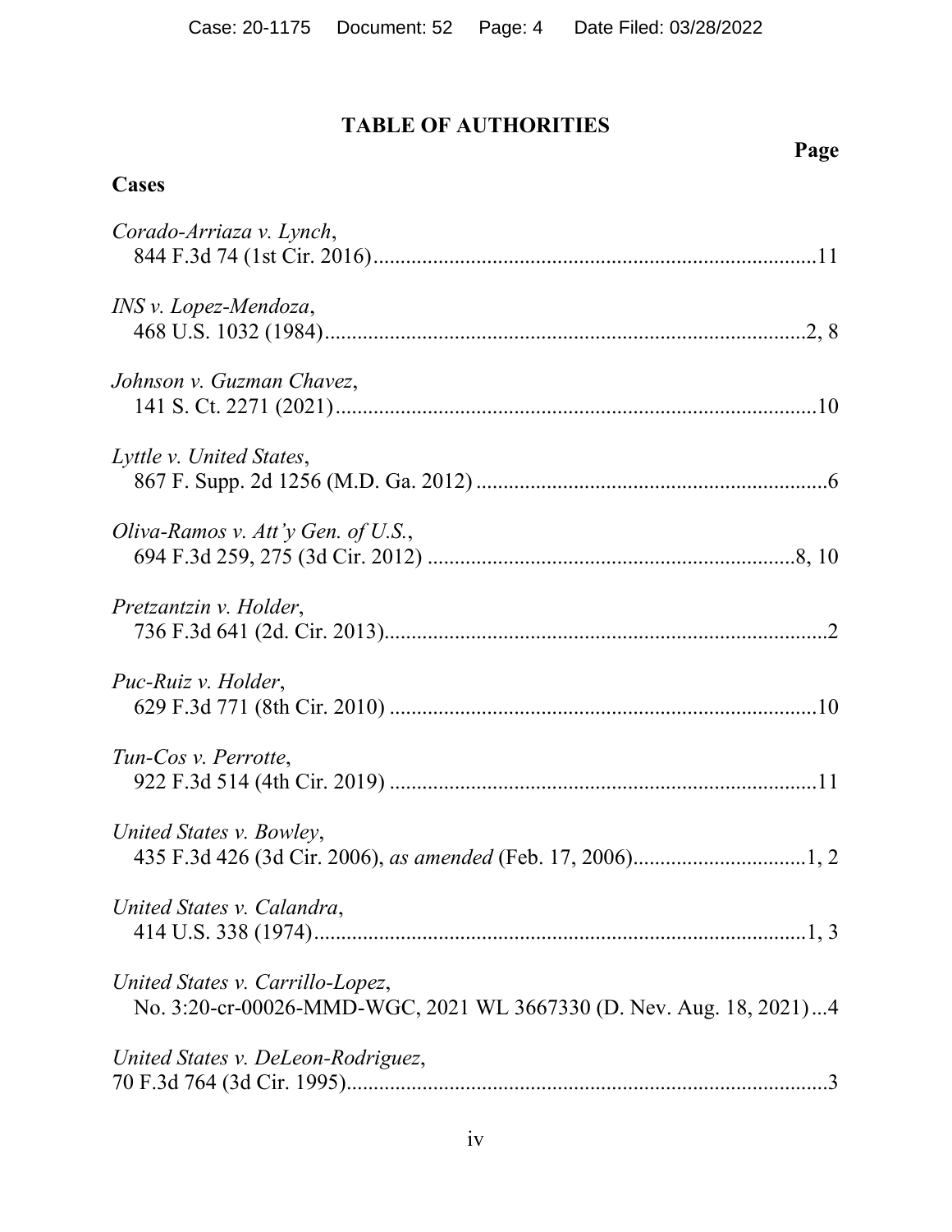# TABLE OF AUTHORITIES

**Page**

**Cases**

*Corado-Arriaza v. Lynch*,
844 F.3d 74 (1st Cir. 2016)..................................................................................11

*INS v. Lopez-Mendoza*,
468 U.S. 1032 (1984)..........................................................................................2, 8

*Johnson v. Guzman Chavez*,
141 S. Ct. 2271 (2021).........................................................................................10

*Lyttle v. United States*,
867 F. Supp. 2d 1256 (M.D. Ga. 2012) ................................................................6

*Oliva-Ramos v. Att'y Gen. of U.S.*,
694 F.3d 259, 275 (3d Cir. 2012) ....................................................................8, 10

*Pretzantzin v. Holder*,
736 F.3d 641 (2d. Cir. 2013).................................................................................2

*Puc-Ruiz v. Holder*,
629 F.3d 771 (8th Cir. 2010) ...............................................................................10

*Tun-Cos v. Perrotte*,
922 F.3d 514 (4th Cir. 2019) ...............................................................................11

*United States v. Bowley*,
435 F.3d 426 (3d Cir. 2006), *as amended* (Feb. 17, 2006)................................1, 2

*United States v. Calandra*,
414 U.S. 338 (1974)...........................................................................................1, 3

*United States v. Carrillo-Lopez*,
No. 3:20-cr-00026-MMD-WGC, 2021 WL 3667330 (D. Nev. Aug. 18, 2021)...4

*United States v. DeLeon-Rodriguez*,
70 F.3d 764 (3d Cir. 1995).........................................................................................3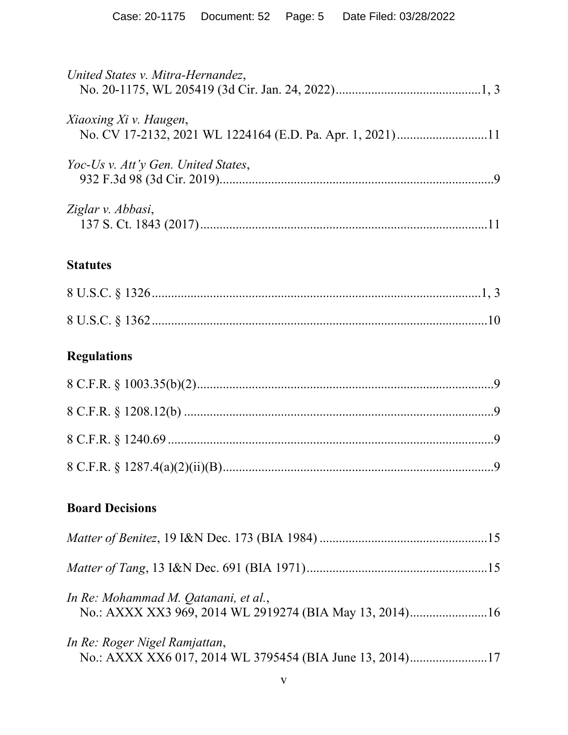*United States v. Mitra-Hernandez*,
No. 20-1175, WL 205419 (3d Cir. Jan. 24, 2022)............................................1, 3

*Xiaoxing Xi v. Haugen*,
No. CV 17-2132, 2021 WL 1224164 (E.D. Pa. Apr. 1, 2021)...........................11

*Yoc-Us v. Att'y Gen. United States*,
932 F.3d 98 (3d Cir. 2019)....................................................................................9

*Ziglar v. Abbasi*,
137 S. Ct. 1843 (2017).........................................................................................11

## Statutes

8 U.S.C. § 1326.....................................................................................................1, 3

8 U.S.C. § 1362.......................................................................................................10

## Regulations

8 C.F.R. § 1003.35(b)(2)...........................................................................................9

8 C.F.R. § 1208.12(b) ...............................................................................................9

8 C.F.R. § 1240.69 ....................................................................................................9

8 C.F.R. § 1287.4(a)(2)(ii)(B)...................................................................................9

## Board Decisions

*Matter of Benitez*, 19 I&N Dec. 173 (BIA 1984) ....................................................15

*Matter of Tang*, 13 I&N Dec. 691 (BIA 1971)........................................................15

*In Re: Mohammad M. Qatanani, et al.*,
No.: AXXX XX3 969, 2014 WL 2919274 (BIA May 13, 2014)........................16

*In Re: Roger Nigel Ramjattan*,
No.: AXXX XX6 017, 2014 WL 3795454 (BIA June 13, 2014)........................17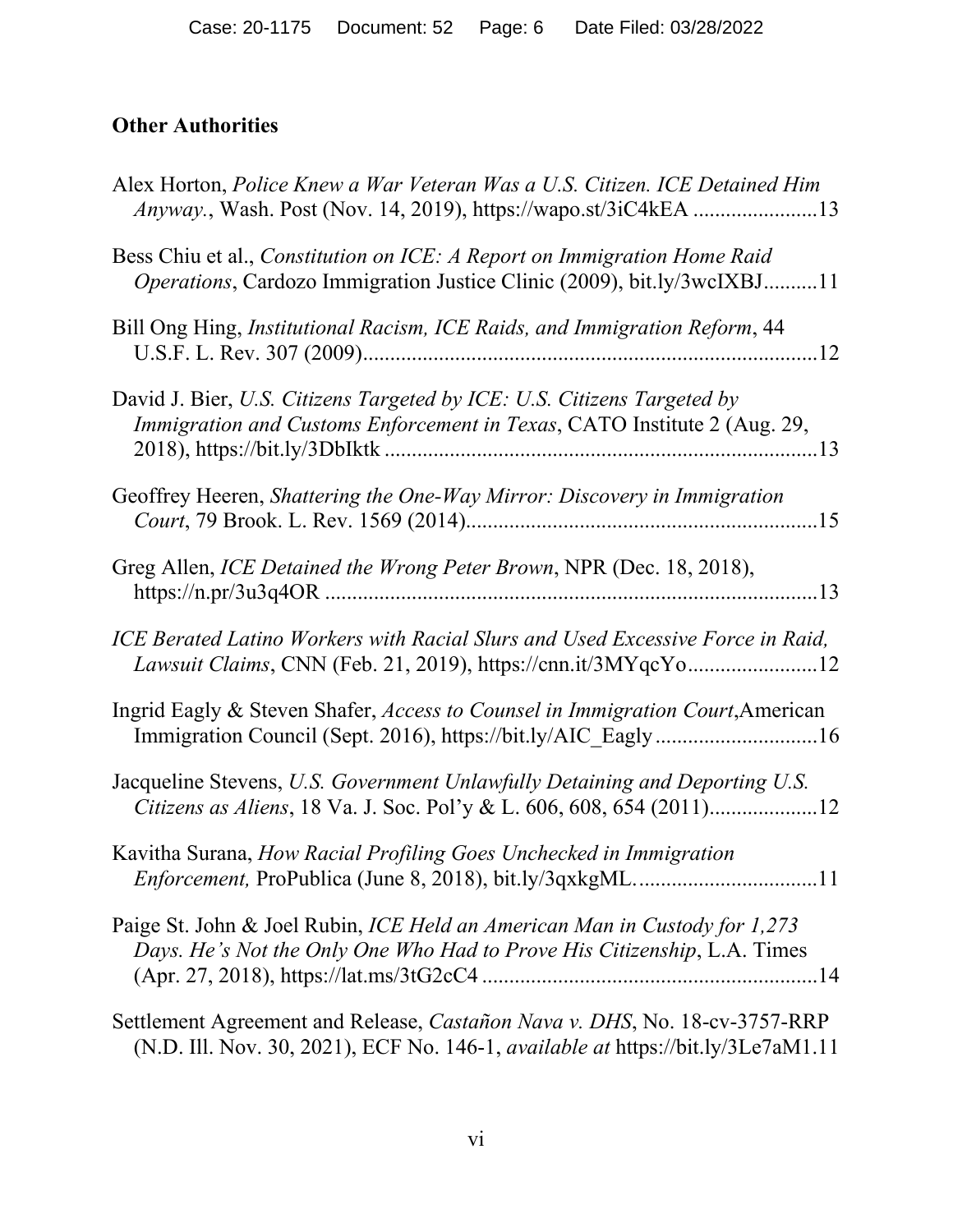## Other Authorities

Alex Horton, *Police Knew a War Veteran Was a U.S. Citizen. ICE Detained Him Anyway.*, Wash. Post (Nov. 14, 2019), https://wapo.st/3iC4kEA .......................13

Bess Chiu et al., *Constitution on ICE: A Report on Immigration Home Raid Operations*, Cardozo Immigration Justice Clinic (2009), bit.ly/3wcIXBJ..........11

Bill Ong Hing, *Institutional Racism, ICE Raids, and Immigration Reform*, 44 U.S.F. L. Rev. 307 (2009)....................................................................................12

David J. Bier, *U.S. Citizens Targeted by ICE: U.S. Citizens Targeted by Immigration and Customs Enforcement in Texas*, CATO Institute 2 (Aug. 29, 2018), https://bit.ly/3DbIktk ...............................................................................13

Geoffrey Heeren, *Shattering the One-Way Mirror: Discovery in Immigration Court*, 79 Brook. L. Rev. 1569 (2014).................................................................15

Greg Allen, *ICE Detained the Wrong Peter Brown*, NPR (Dec. 18, 2018), https://n.pr/3u3q4OR ..........................................................................................13

*ICE Berated Latino Workers with Racial Slurs and Used Excessive Force in Raid, Lawsuit Claims*, CNN (Feb. 21, 2019), https://cnn.it/3MYqcYo........................12

Ingrid Eagly & Steven Shafer, *Access to Counsel in Immigration Court*,American Immigration Council (Sept. 2016), https://bit.ly/AIC_Eagly ..............................16

Jacqueline Stevens, *U.S. Government Unlawfully Detaining and Deporting U.S. Citizens as Aliens*, 18 Va. J. Soc. Pol'y & L. 606, 608, 654 (2011)....................12

Kavitha Surana, *How Racial Profiling Goes Unchecked in Immigration Enforcement,* ProPublica (June 8, 2018), bit.ly/3qxkgML. .................................11

Paige St. John & Joel Rubin, *ICE Held an American Man in Custody for 1,273 Days. He's Not the Only One Who Had to Prove His Citizenship*, L.A. Times (Apr. 27, 2018), https://lat.ms/3tG2cC4 ..............................................................14

Settlement Agreement and Release, *Castañon Nava v. DHS*, No. 18-cv-3757-RRP (N.D. Ill. Nov. 30, 2021), ECF No. 146-1, *available at* https://bit.ly/3Le7aM1.11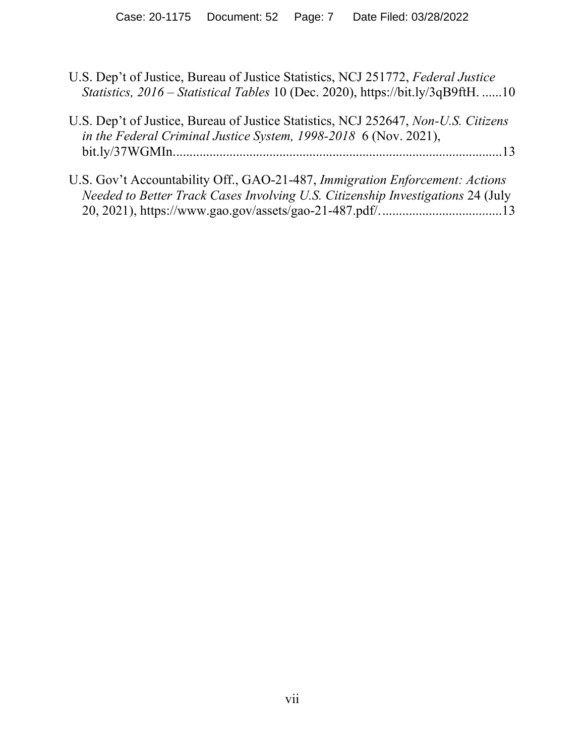U.S. Dep't of Justice, Bureau of Justice Statistics, NCJ 251772, *Federal Justice Statistics, 2016 – Statistical Tables* 10 (Dec. 2020), https://bit.ly/3qB9ftH. ......10

U.S. Dep't of Justice, Bureau of Justice Statistics, NCJ 252647, *Non-U.S. Citizens in the Federal Criminal Justice System, 1998-2018* 6 (Nov. 2021), bit.ly/37WGMIn..................................................................................................13

U.S. Gov't Accountability Off., GAO-21-487, *Immigration Enforcement: Actions Needed to Better Track Cases Involving U.S. Citizenship Investigations* 24 (July 20, 2021), https://www.gao.gov/assets/gao-21-487.pdf/. ....................................13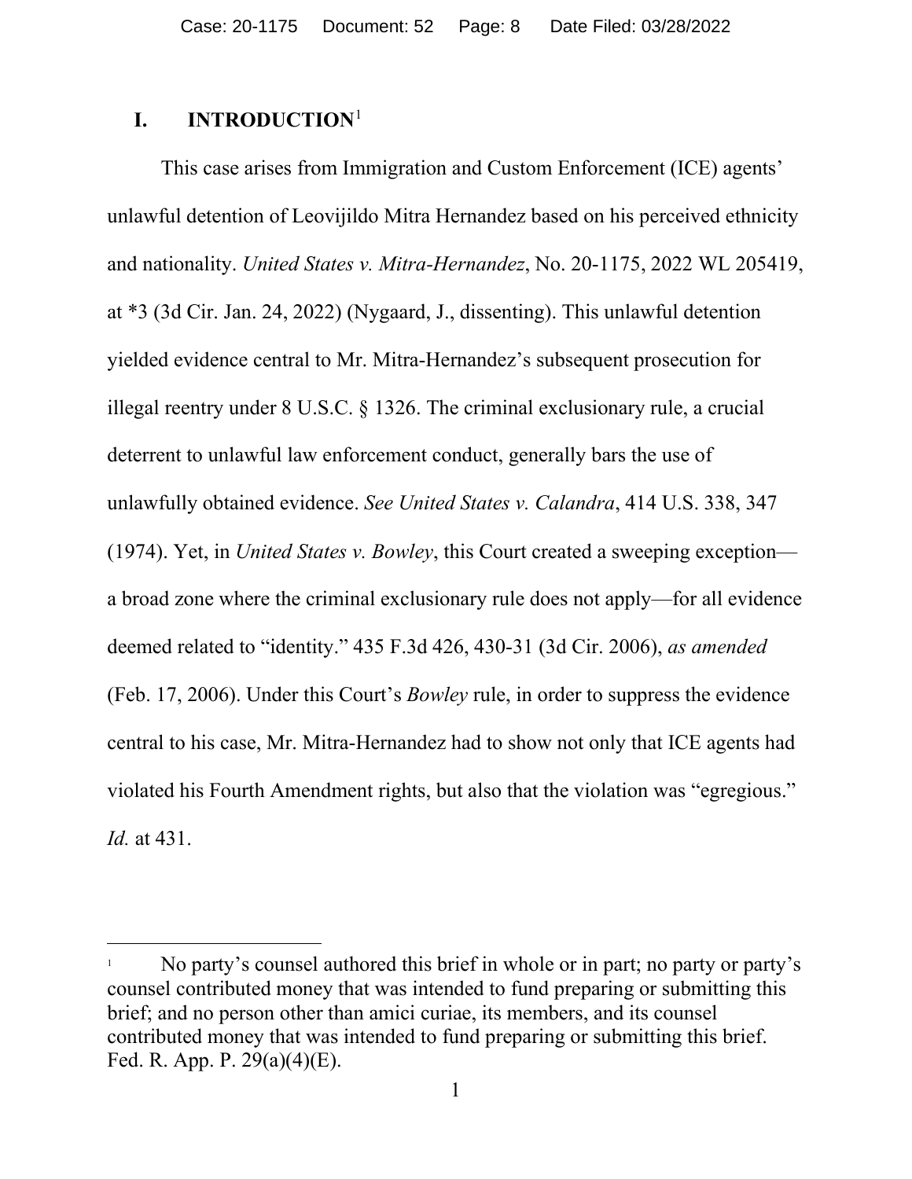# I. INTRODUCTION[1]

This case arises from Immigration and Custom Enforcement (ICE) agents' unlawful detention of Leovijildo Mitra Hernandez based on his perceived ethnicity and nationality. *United States v. Mitra-Hernandez*, No. 20-1175, 2022 WL 205419, at *3 (3d Cir. Jan. 24, 2022) (Nygaard, J., dissenting). This unlawful detention yielded evidence central to Mr. Mitra-Hernandez's subsequent prosecution for illegal reentry under 8 U.S.C. § 1326. The criminal exclusionary rule, a crucial deterrent to unlawful law enforcement conduct, generally bars the use of unlawfully obtained evidence. *See United States v. Calandra*, 414 U.S. 338, 347 (1974). Yet, in *United States v. Bowley*, this Court created a sweeping exception—a broad zone where the criminal exclusionary rule does not apply—for all evidence deemed related to "identity." 435 F.3d 426, 430-31 (3d Cir. 2006), *as amended* (Feb. 17, 2006). Under this Court's *Bowley* rule, in order to suppress the evidence central to his case, Mr. Mitra-Hernandez had to show not only that ICE agents had violated his Fourth Amendment rights, but also that the violation was "egregious." *Id.* at 431.

---

[1] No party's counsel authored this brief in whole or in part; no party or party's counsel contributed money that was intended to fund preparing or submitting this brief; and no person other than amici curiae, its members, and its counsel contributed money that was intended to fund preparing or submitting this brief. Fed. R. App. P. 29(a)(4)(E).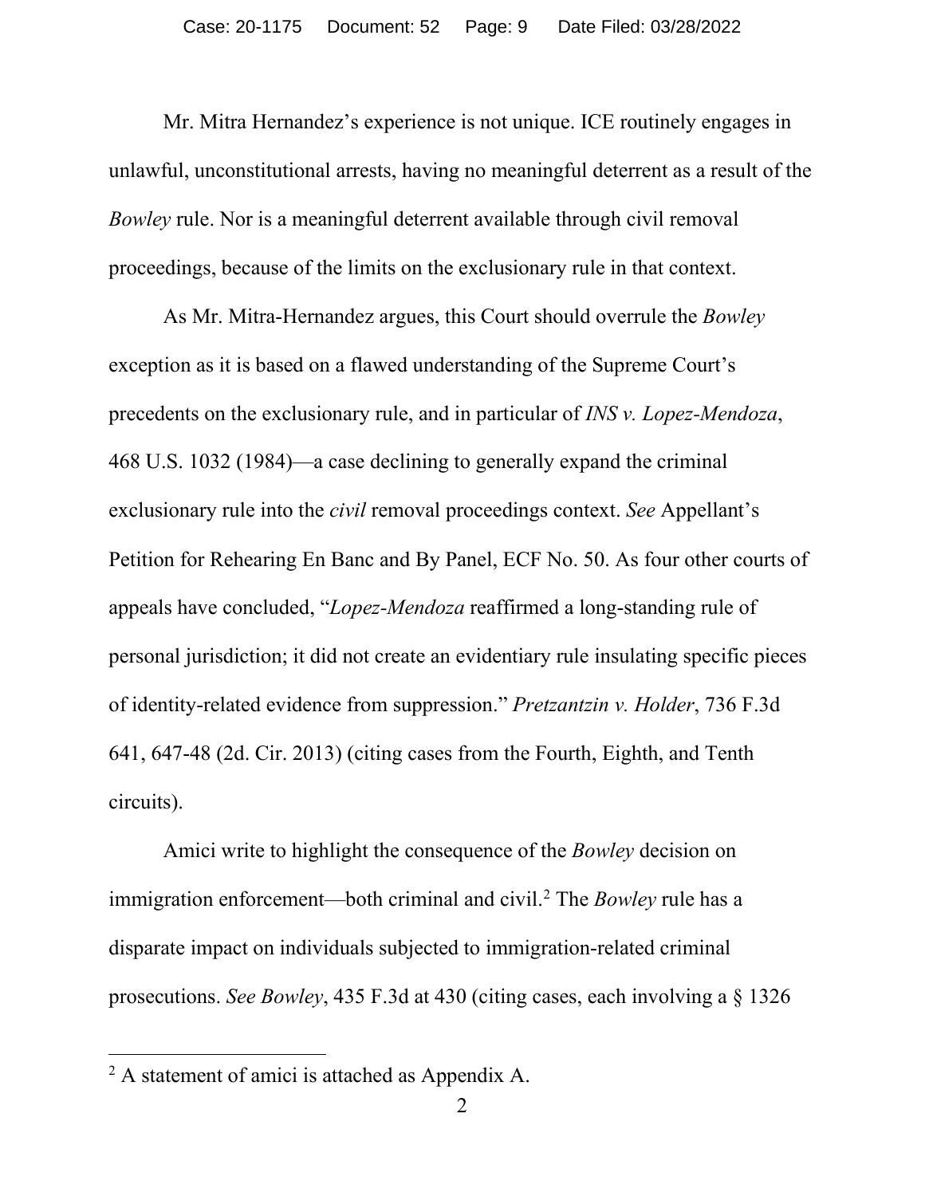Mr. Mitra Hernandez's experience is not unique. ICE routinely engages in unlawful, unconstitutional arrests, having no meaningful deterrent as a result of the *Bowley* rule. Nor is a meaningful deterrent available through civil removal proceedings, because of the limits on the exclusionary rule in that context.

As Mr. Mitra-Hernandez argues, this Court should overrule the *Bowley* exception as it is based on a flawed understanding of the Supreme Court's precedents on the exclusionary rule, and in particular of *INS v. Lopez-Mendoza*, 468 U.S. 1032 (1984)—a case declining to generally expand the criminal exclusionary rule into the *civil* removal proceedings context. *See* Appellant's Petition for Rehearing En Banc and By Panel, ECF No. 50. As four other courts of appeals have concluded, "*Lopez-Mendoza* reaffirmed a long-standing rule of personal jurisdiction; it did not create an evidentiary rule insulating specific pieces of identity-related evidence from suppression." *Pretzantzin v. Holder*, 736 F.3d 641, 647-48 (2d. Cir. 2013) (citing cases from the Fourth, Eighth, and Tenth circuits).

Amici write to highlight the consequence of the *Bowley* decision on immigration enforcement—both criminal and civil.[2] The *Bowley* rule has a disparate impact on individuals subjected to immigration-related criminal prosecutions. *See Bowley*, 435 F.3d at 430 (citing cases, each involving a § 1326

[2] A statement of amici is attached as Appendix A.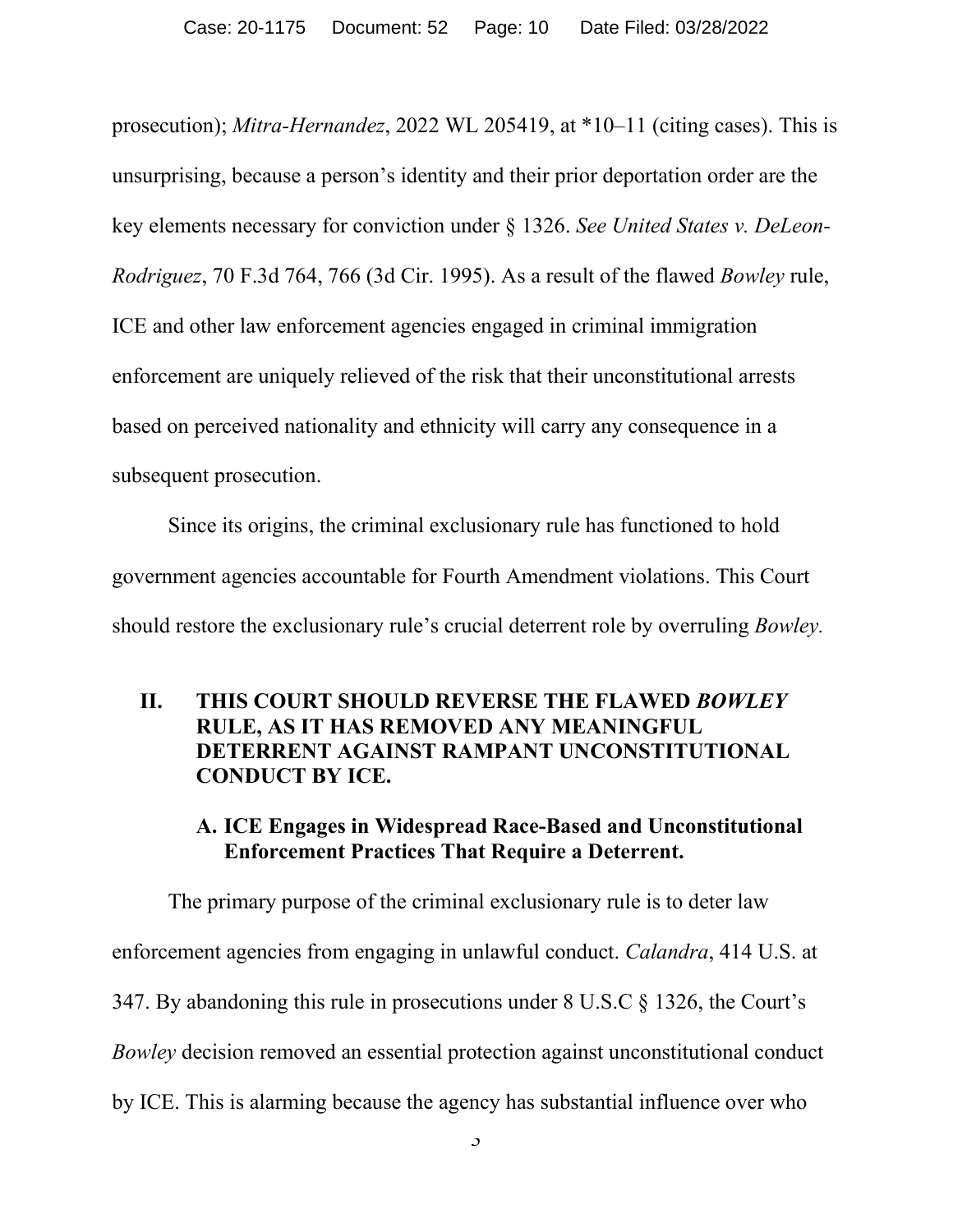prosecution); *Mitra-Hernandez*, 2022 WL 205419, at *10–11 (citing cases). This is unsurprising, because a person's identity and their prior deportation order are the key elements necessary for conviction under § 1326. *See United States v. DeLeon-Rodriguez*, 70 F.3d 764, 766 (3d Cir. 1995). As a result of the flawed *Bowley* rule, ICE and other law enforcement agencies engaged in criminal immigration enforcement are uniquely relieved of the risk that their unconstitutional arrests based on perceived nationality and ethnicity will carry any consequence in a subsequent prosecution.

Since its origins, the criminal exclusionary rule has functioned to hold government agencies accountable for Fourth Amendment violations. This Court should restore the exclusionary rule's crucial deterrent role by overruling *Bowley.*

## II. THIS COURT SHOULD REVERSE THE FLAWED *BOWLEY* RULE, AS IT HAS REMOVED ANY MEANINGFUL DETERRENT AGAINST RAMPANT UNCONSTITUTIONAL CONDUCT BY ICE.

### A. ICE Engages in Widespread Race-Based and Unconstitutional Enforcement Practices That Require a Deterrent.

The primary purpose of the criminal exclusionary rule is to deter law enforcement agencies from engaging in unlawful conduct. *Calandra*, 414 U.S. at 347. By abandoning this rule in prosecutions under 8 U.S.C § 1326, the Court's *Bowley* decision removed an essential protection against unconstitutional conduct by ICE. This is alarming because the agency has substantial influence over who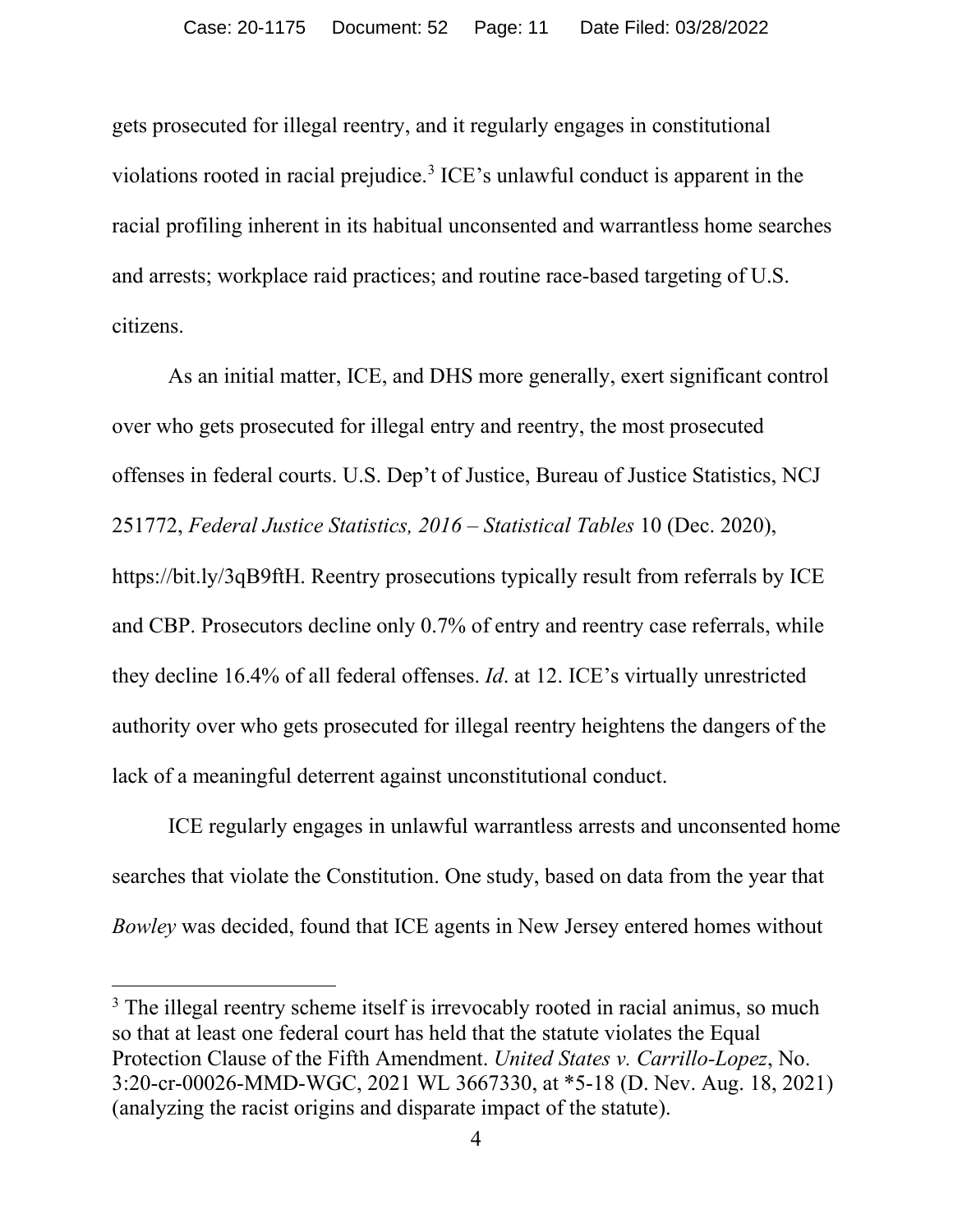gets prosecuted for illegal reentry, and it regularly engages in constitutional violations rooted in racial prejudice.[3] ICE's unlawful conduct is apparent in the racial profiling inherent in its habitual unconsented and warrantless home searches and arrests; workplace raid practices; and routine race-based targeting of U.S. citizens.

As an initial matter, ICE, and DHS more generally, exert significant control over who gets prosecuted for illegal entry and reentry, the most prosecuted offenses in federal courts. U.S. Dep't of Justice, Bureau of Justice Statistics, NCJ 251772, *Federal Justice Statistics, 2016 – Statistical Tables* 10 (Dec. 2020), https://bit.ly/3qB9ftH. Reentry prosecutions typically result from referrals by ICE and CBP. Prosecutors decline only 0.7% of entry and reentry case referrals, while they decline 16.4% of all federal offenses. *Id*. at 12. ICE's virtually unrestricted authority over who gets prosecuted for illegal reentry heightens the dangers of the lack of a meaningful deterrent against unconstitutional conduct.

ICE regularly engages in unlawful warrantless arrests and unconsented home searches that violate the Constitution. One study, based on data from the year that *Bowley* was decided, found that ICE agents in New Jersey entered homes without

---

[3] The illegal reentry scheme itself is irrevocably rooted in racial animus, so much so that at least one federal court has held that the statute violates the Equal Protection Clause of the Fifth Amendment. *United States v. Carrillo-Lopez*, No. 3:20-cr-00026-MMD-WGC, 2021 WL 3667330, at *5-18 (D. Nev. Aug. 18, 2021) (analyzing the racist origins and disparate impact of the statute).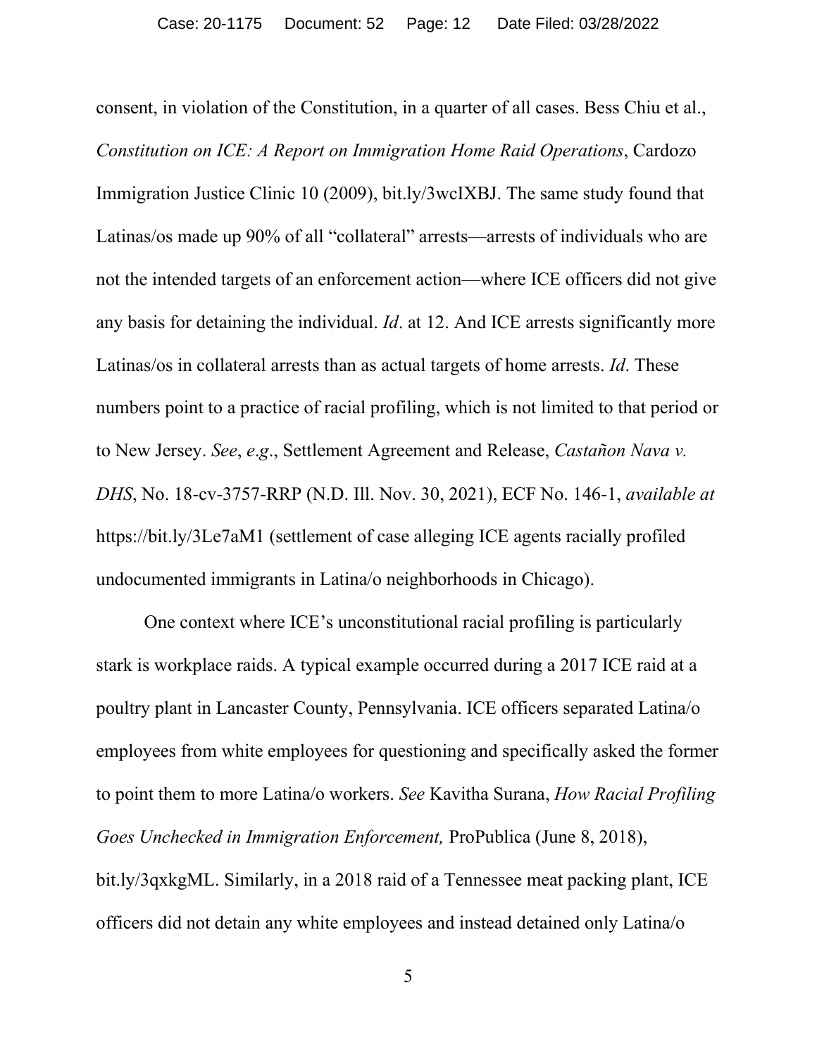consent, in violation of the Constitution, in a quarter of all cases. Bess Chiu et al., *Constitution on ICE: A Report on Immigration Home Raid Operations*, Cardozo Immigration Justice Clinic 10 (2009), bit.ly/3wcIXBJ. The same study found that Latinas/os made up 90% of all "collateral" arrests—arrests of individuals who are not the intended targets of an enforcement action—where ICE officers did not give any basis for detaining the individual. *Id*. at 12. And ICE arrests significantly more Latinas/os in collateral arrests than as actual targets of home arrests. *Id*. These numbers point to a practice of racial profiling, which is not limited to that period or to New Jersey. *See*, *e.g*., Settlement Agreement and Release, *Castañon Nava v. DHS*, No. 18-cv-3757-RRP (N.D. Ill. Nov. 30, 2021), ECF No. 146-1, *available at* https://bit.ly/3Le7aM1 (settlement of case alleging ICE agents racially profiled undocumented immigrants in Latina/o neighborhoods in Chicago).

One context where ICE's unconstitutional racial profiling is particularly stark is workplace raids. A typical example occurred during a 2017 ICE raid at a poultry plant in Lancaster County, Pennsylvania. ICE officers separated Latina/o employees from white employees for questioning and specifically asked the former to point them to more Latina/o workers. *See* Kavitha Surana, *How Racial Profiling Goes Unchecked in Immigration Enforcement,* ProPublica (June 8, 2018), bit.ly/3qxkgML. Similarly, in a 2018 raid of a Tennessee meat packing plant, ICE officers did not detain any white employees and instead detained only Latina/o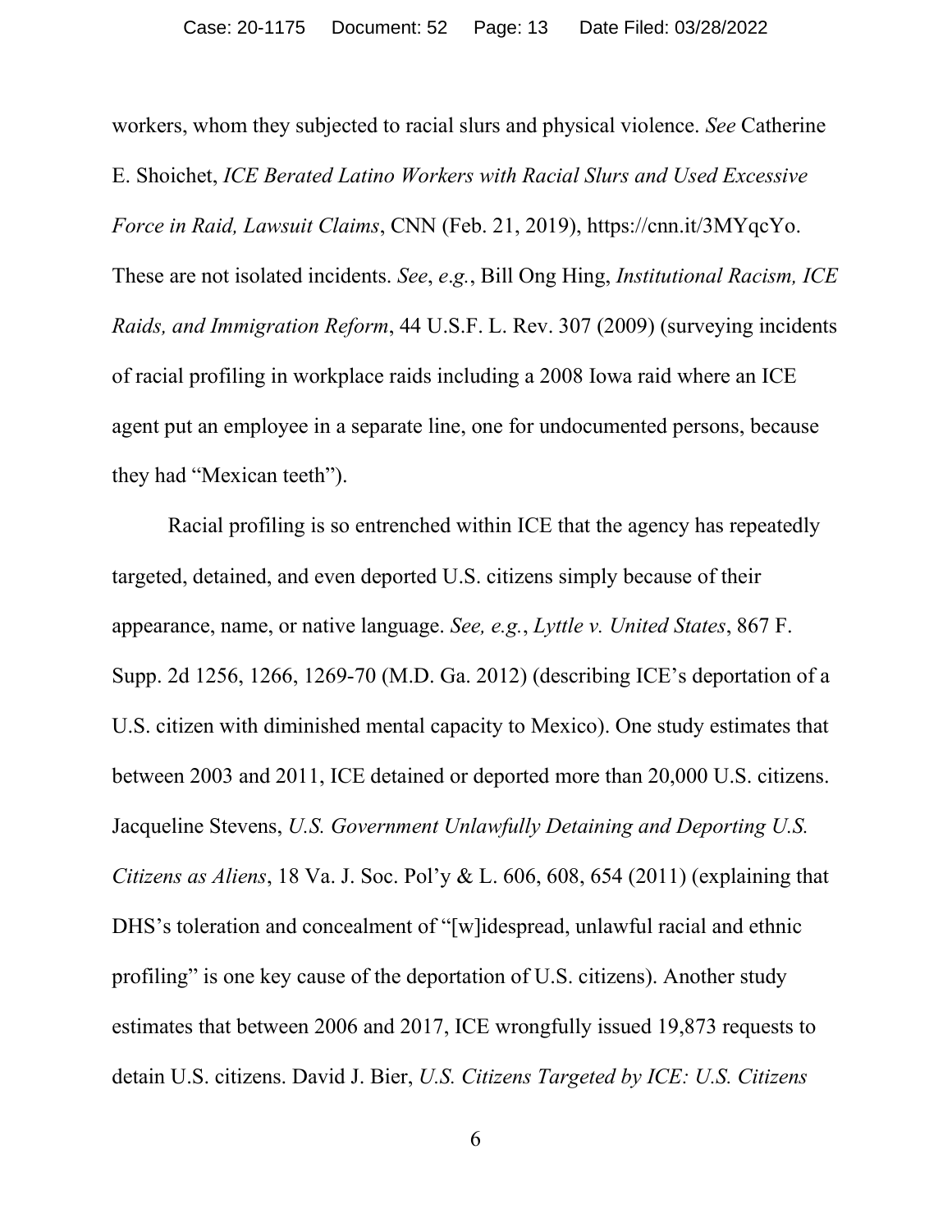workers, whom they subjected to racial slurs and physical violence. *See* Catherine E. Shoichet, *ICE Berated Latino Workers with Racial Slurs and Used Excessive Force in Raid, Lawsuit Claims*, CNN (Feb. 21, 2019), https://cnn.it/3MYqcYo. These are not isolated incidents. *See*, *e.g.*, Bill Ong Hing, *Institutional Racism, ICE Raids, and Immigration Reform*, 44 U.S.F. L. Rev. 307 (2009) (surveying incidents of racial profiling in workplace raids including a 2008 Iowa raid where an ICE agent put an employee in a separate line, one for undocumented persons, because they had "Mexican teeth").

Racial profiling is so entrenched within ICE that the agency has repeatedly targeted, detained, and even deported U.S. citizens simply because of their appearance, name, or native language. *See, e.g.*, *Lyttle v. United States*, 867 F. Supp. 2d 1256, 1266, 1269-70 (M.D. Ga. 2012) (describing ICE's deportation of a U.S. citizen with diminished mental capacity to Mexico). One study estimates that between 2003 and 2011, ICE detained or deported more than 20,000 U.S. citizens. Jacqueline Stevens, *U.S. Government Unlawfully Detaining and Deporting U.S. Citizens as Aliens*, 18 Va. J. Soc. Pol'y & L. 606, 608, 654 (2011) (explaining that DHS's toleration and concealment of "[w]idespread, unlawful racial and ethnic profiling" is one key cause of the deportation of U.S. citizens). Another study estimates that between 2006 and 2017, ICE wrongfully issued 19,873 requests to detain U.S. citizens. David J. Bier, *U.S. Citizens Targeted by ICE: U.S. Citizens*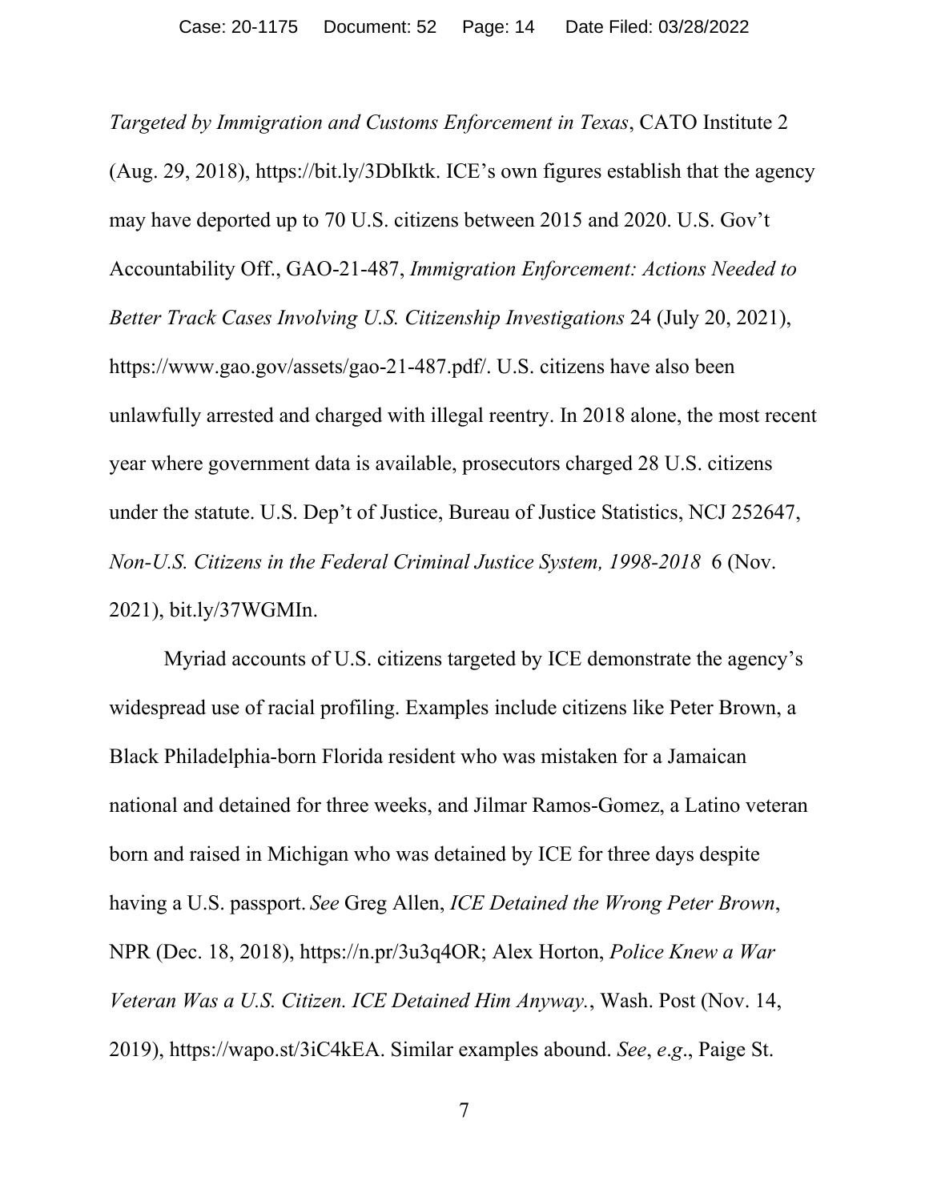*Targeted by Immigration and Customs Enforcement in Texas*, CATO Institute 2 (Aug. 29, 2018), https://bit.ly/3DbIktk. ICE's own figures establish that the agency may have deported up to 70 U.S. citizens between 2015 and 2020. U.S. Gov't Accountability Off., GAO-21-487, *Immigration Enforcement: Actions Needed to Better Track Cases Involving U.S. Citizenship Investigations* 24 (July 20, 2021), https://www.gao.gov/assets/gao-21-487.pdf/. U.S. citizens have also been unlawfully arrested and charged with illegal reentry. In 2018 alone, the most recent year where government data is available, prosecutors charged 28 U.S. citizens under the statute. U.S. Dep't of Justice, Bureau of Justice Statistics, NCJ 252647, *Non-U.S. Citizens in the Federal Criminal Justice System, 1998-2018* 6 (Nov. 2021), bit.ly/37WGMIn.

Myriad accounts of U.S. citizens targeted by ICE demonstrate the agency's widespread use of racial profiling. Examples include citizens like Peter Brown, a Black Philadelphia-born Florida resident who was mistaken for a Jamaican national and detained for three weeks, and Jilmar Ramos-Gomez, a Latino veteran born and raised in Michigan who was detained by ICE for three days despite having a U.S. passport. *See* Greg Allen, *ICE Detained the Wrong Peter Brown*, NPR (Dec. 18, 2018), https://n.pr/3u3q4OR; Alex Horton, *Police Knew a War Veteran Was a U.S. Citizen. ICE Detained Him Anyway.*, Wash. Post (Nov. 14, 2019), https://wapo.st/3iC4kEA. Similar examples abound. *See*, *e.g*., Paige St.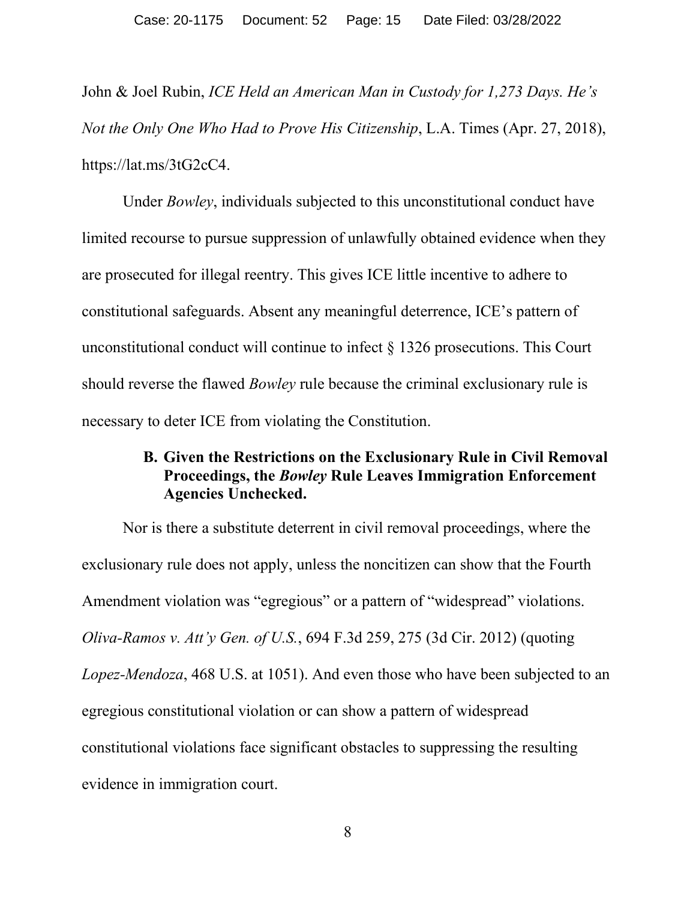John & Joel Rubin, *ICE Held an American Man in Custody for 1,273 Days. He's Not the Only One Who Had to Prove His Citizenship*, L.A. Times (Apr. 27, 2018), https://lat.ms/3tG2cC4.

Under *Bowley*, individuals subjected to this unconstitutional conduct have limited recourse to pursue suppression of unlawfully obtained evidence when they are prosecuted for illegal reentry. This gives ICE little incentive to adhere to constitutional safeguards. Absent any meaningful deterrence, ICE's pattern of unconstitutional conduct will continue to infect § 1326 prosecutions. This Court should reverse the flawed *Bowley* rule because the criminal exclusionary rule is necessary to deter ICE from violating the Constitution.

### B. Given the Restrictions on the Exclusionary Rule in Civil Removal Proceedings, the *Bowley* Rule Leaves Immigration Enforcement Agencies Unchecked.

Nor is there a substitute deterrent in civil removal proceedings, where the exclusionary rule does not apply, unless the noncitizen can show that the Fourth Amendment violation was "egregious" or a pattern of "widespread" violations. *Oliva-Ramos v. Att'y Gen. of U.S.*, 694 F.3d 259, 275 (3d Cir. 2012) (quoting *Lopez-Mendoza*, 468 U.S. at 1051). And even those who have been subjected to an egregious constitutional violation or can show a pattern of widespread constitutional violations face significant obstacles to suppressing the resulting evidence in immigration court.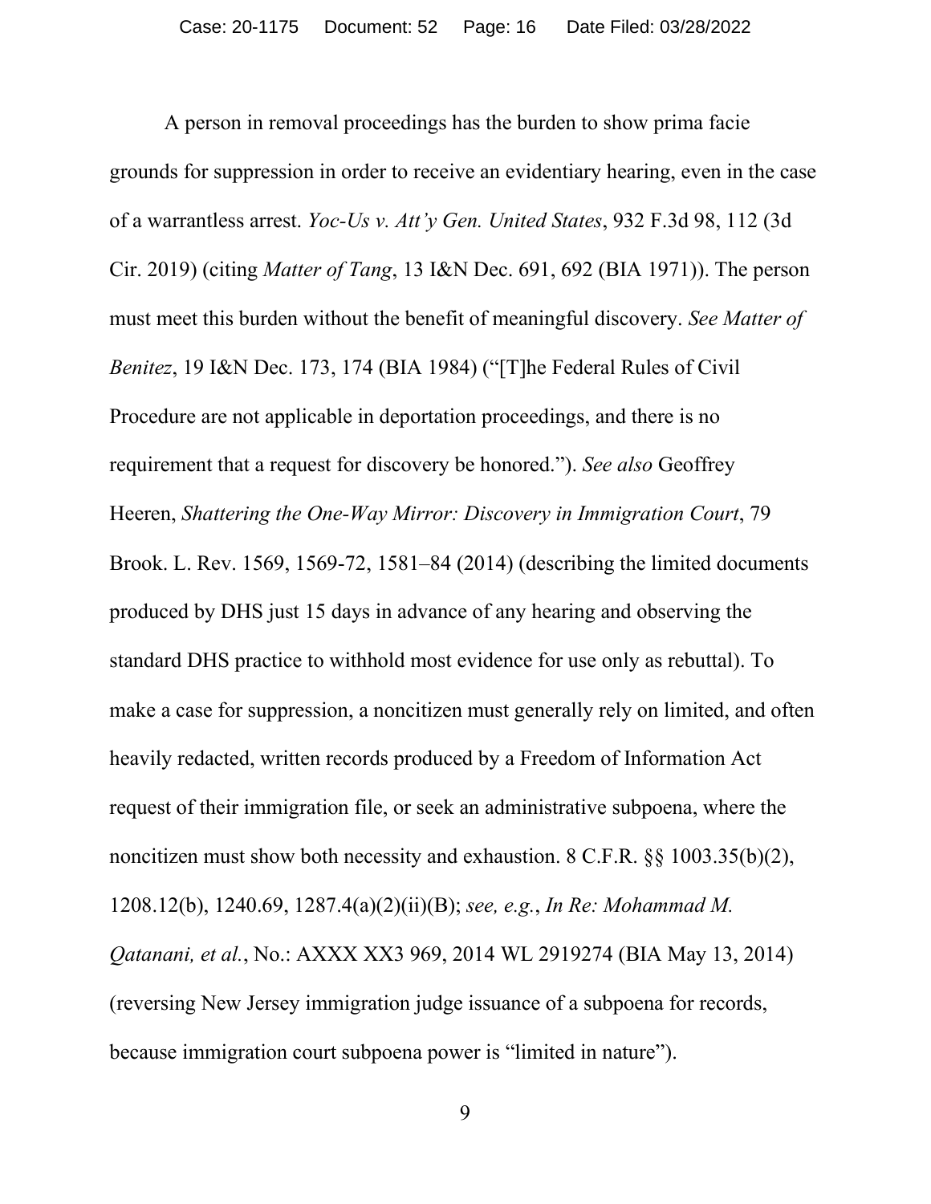A person in removal proceedings has the burden to show prima facie grounds for suppression in order to receive an evidentiary hearing, even in the case of a warrantless arrest. *Yoc-Us v. Att'y Gen. United States*, 932 F.3d 98, 112 (3d Cir. 2019) (citing *Matter of Tang*, 13 I&N Dec. 691, 692 (BIA 1971)). The person must meet this burden without the benefit of meaningful discovery. *See Matter of Benitez*, 19 I&N Dec. 173, 174 (BIA 1984) ("[T]he Federal Rules of Civil Procedure are not applicable in deportation proceedings, and there is no requirement that a request for discovery be honored."). *See also* Geoffrey Heeren, *Shattering the One-Way Mirror: Discovery in Immigration Court*, 79 Brook. L. Rev. 1569, 1569-72, 1581–84 (2014) (describing the limited documents produced by DHS just 15 days in advance of any hearing and observing the standard DHS practice to withhold most evidence for use only as rebuttal). To make a case for suppression, a noncitizen must generally rely on limited, and often heavily redacted, written records produced by a Freedom of Information Act request of their immigration file, or seek an administrative subpoena, where the noncitizen must show both necessity and exhaustion. 8 C.F.R. §§ 1003.35(b)(2), 1208.12(b), 1240.69, 1287.4(a)(2)(ii)(B); *see, e.g.*, *In Re: Mohammad M. Qatanani, et al.*, No.: AXXX XX3 969, 2014 WL 2919274 (BIA May 13, 2014) (reversing New Jersey immigration judge issuance of a subpoena for records, because immigration court subpoena power is "limited in nature").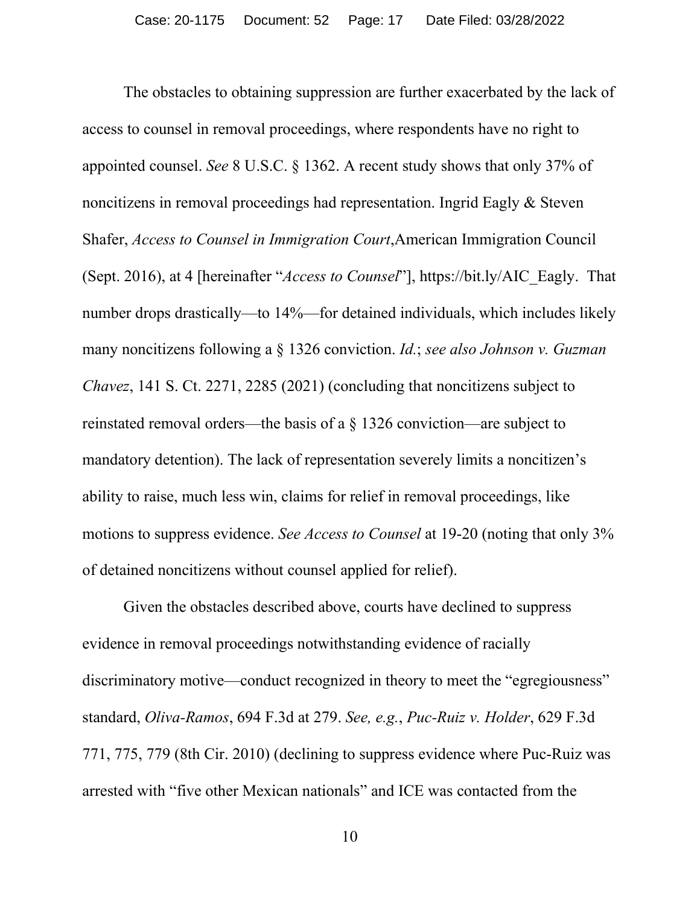The obstacles to obtaining suppression are further exacerbated by the lack of access to counsel in removal proceedings, where respondents have no right to appointed counsel. *See* 8 U.S.C. § 1362. A recent study shows that only 37% of noncitizens in removal proceedings had representation. Ingrid Eagly & Steven Shafer, *Access to Counsel in Immigration Court*,American Immigration Council (Sept. 2016), at 4 [hereinafter "*Access to Counsel*"], https://bit.ly/AIC_Eagly. That number drops drastically—to 14%—for detained individuals, which includes likely many noncitizens following a § 1326 conviction. *Id.*; *see also Johnson v. Guzman Chavez*, 141 S. Ct. 2271, 2285 (2021) (concluding that noncitizens subject to reinstated removal orders—the basis of a § 1326 conviction—are subject to mandatory detention). The lack of representation severely limits a noncitizen's ability to raise, much less win, claims for relief in removal proceedings, like motions to suppress evidence. *See Access to Counsel* at 19-20 (noting that only 3% of detained noncitizens without counsel applied for relief).

Given the obstacles described above, courts have declined to suppress evidence in removal proceedings notwithstanding evidence of racially discriminatory motive—conduct recognized in theory to meet the "egregiousness" standard, *Oliva-Ramos*, 694 F.3d at 279. *See, e.g.*, *Puc-Ruiz v. Holder*, 629 F.3d 771, 775, 779 (8th Cir. 2010) (declining to suppress evidence where Puc-Ruiz was arrested with "five other Mexican nationals" and ICE was contacted from the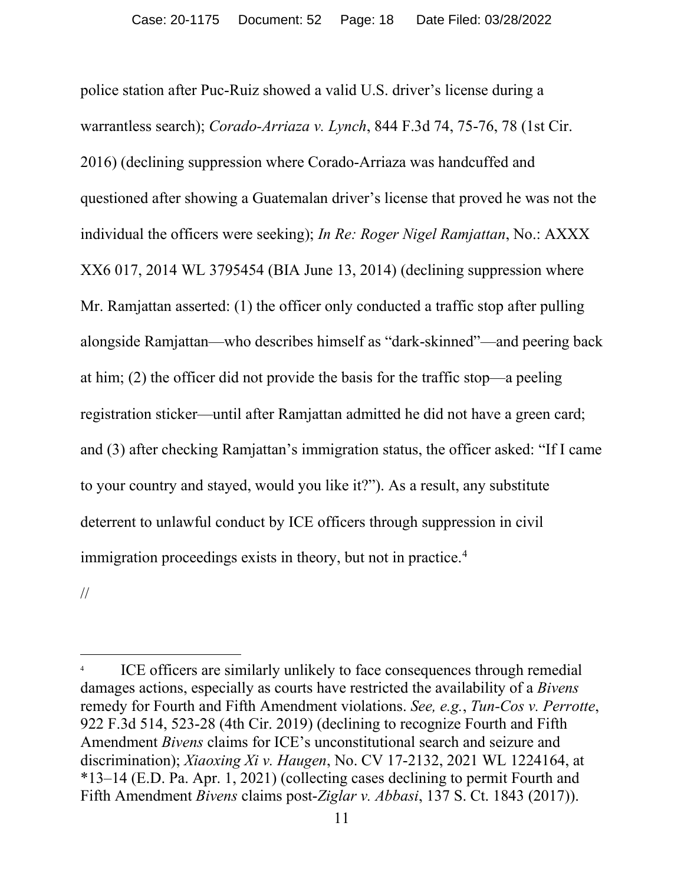police station after Puc-Ruiz showed a valid U.S. driver's license during a warrantless search); *Corado-Arriaza v. Lynch*, 844 F.3d 74, 75-76, 78 (1st Cir. 2016) (declining suppression where Corado-Arriaza was handcuffed and questioned after showing a Guatemalan driver's license that proved he was not the individual the officers were seeking); *In Re: Roger Nigel Ramjattan*, No.: AXXX XX6 017, 2014 WL 3795454 (BIA June 13, 2014) (declining suppression where Mr. Ramjattan asserted: (1) the officer only conducted a traffic stop after pulling alongside Ramjattan—who describes himself as "dark-skinned"—and peering back at him; (2) the officer did not provide the basis for the traffic stop—a peeling registration sticker—until after Ramjattan admitted he did not have a green card; and (3) after checking Ramjattan's immigration status, the officer asked: "If I came to your country and stayed, would you like it?"). As a result, any substitute deterrent to unlawful conduct by ICE officers through suppression in civil immigration proceedings exists in theory, but not in practice.[4]

//

---

[4] ICE officers are similarly unlikely to face consequences through remedial damages actions, especially as courts have restricted the availability of a *Bivens* remedy for Fourth and Fifth Amendment violations. *See, e.g.*, *Tun-Cos v. Perrotte*, 922 F.3d 514, 523-28 (4th Cir. 2019) (declining to recognize Fourth and Fifth Amendment *Bivens* claims for ICE's unconstitutional search and seizure and discrimination); *Xiaoxing Xi v. Haugen*, No. CV 17-2132, 2021 WL 1224164, at *13–14 (E.D. Pa. Apr. 1, 2021) (collecting cases declining to permit Fourth and Fifth Amendment *Bivens* claims post-*Ziglar v. Abbasi*, 137 S. Ct. 1843 (2017)).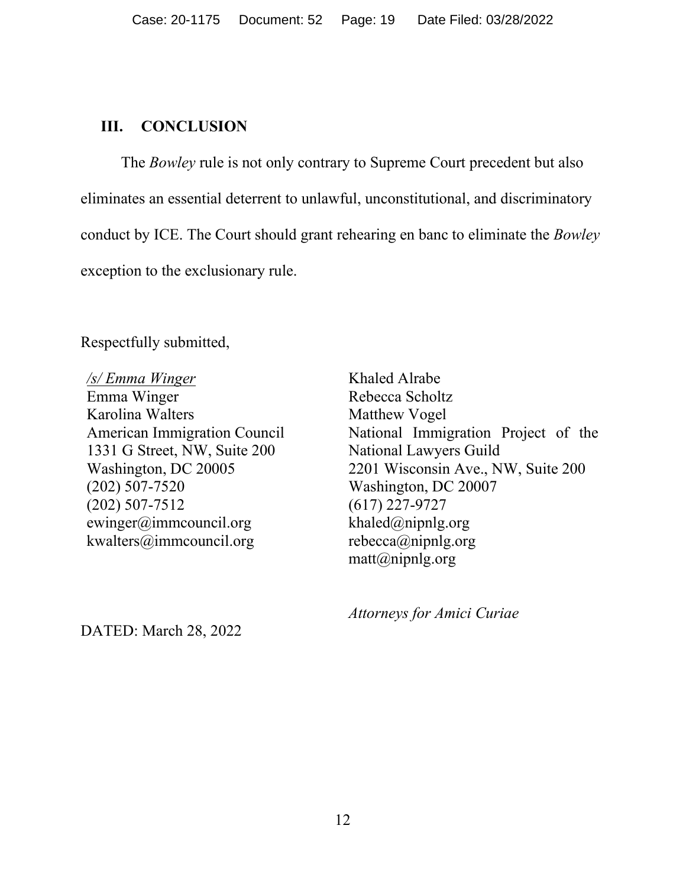## III. CONCLUSION

The *Bowley* rule is not only contrary to Supreme Court precedent but also eliminates an essential deterrent to unlawful, unconstitutional, and discriminatory conduct by ICE. The Court should grant rehearing en banc to eliminate the *Bowley* exception to the exclusionary rule.

Respectfully submitted,

*/s/ Emma Winger*
Emma Winger
Karolina Walters
American Immigration Council
1331 G Street, NW, Suite 200
Washington, DC 20005
(202) 507-7520
(202) 507-7512
ewinger@immcouncil.org
kwalters@immcouncil.org

Khaled Alrabe
Rebecca Scholtz
Matthew Vogel
National Immigration Project of the National Lawyers Guild
2201 Wisconsin Ave., NW, Suite 200
Washington, DC 20007
(617) 227-9727
khaled@nipnlg.org
rebecca@nipnlg.org
matt@nipnlg.org

*Attorneys for Amici Curiae*

DATED: March 28, 2022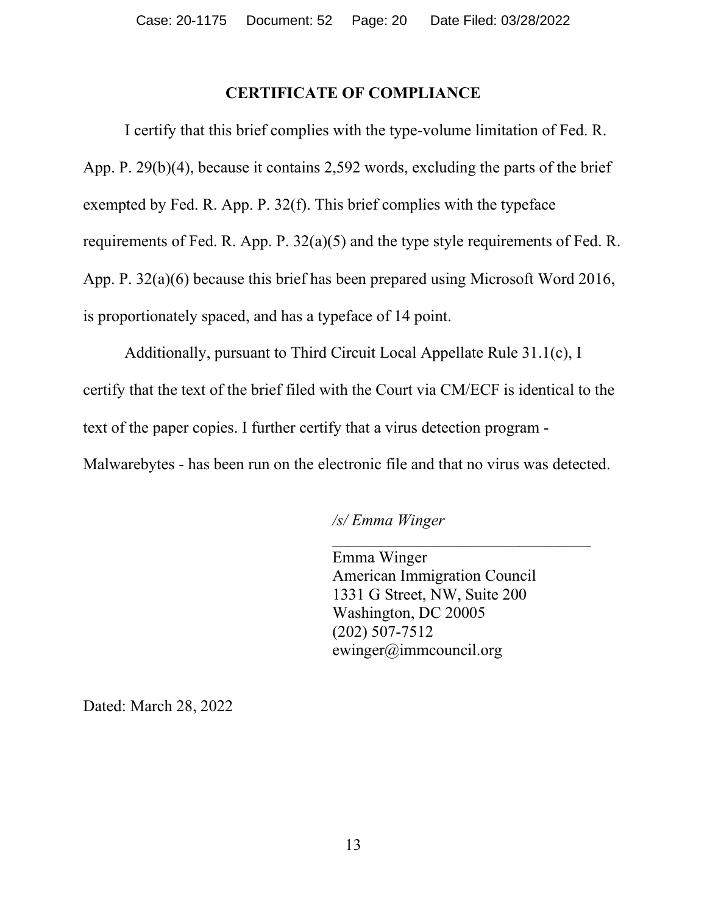## CERTIFICATE OF COMPLIANCE

I certify that this brief complies with the type-volume limitation of Fed. R. App. P. 29(b)(4), because it contains 2,592 words, excluding the parts of the brief exempted by Fed. R. App. P. 32(f). This brief complies with the typeface requirements of Fed. R. App. P. 32(a)(5) and the type style requirements of Fed. R. App. P. 32(a)(6) because this brief has been prepared using Microsoft Word 2016, is proportionately spaced, and has a typeface of 14 point.

Additionally, pursuant to Third Circuit Local Appellate Rule 31.1(c), I certify that the text of the brief filed with the Court via CM/ECF is identical to the text of the paper copies. I further certify that a virus detection program - Malwarebytes - has been run on the electronic file and that no virus was detected.

*/s/ Emma Winger*
\_\_\_\_\_\_\_\_\_\_\_\_\_\_\_\_\_\_\_\_\_\_\_\_\_\_\_\_\_\_\_\_
Emma Winger
American Immigration Council
1331 G Street, NW, Suite 200
Washington, DC 20005
(202) 507-7512
ewinger@immcouncil.org

Dated: March 28, 2022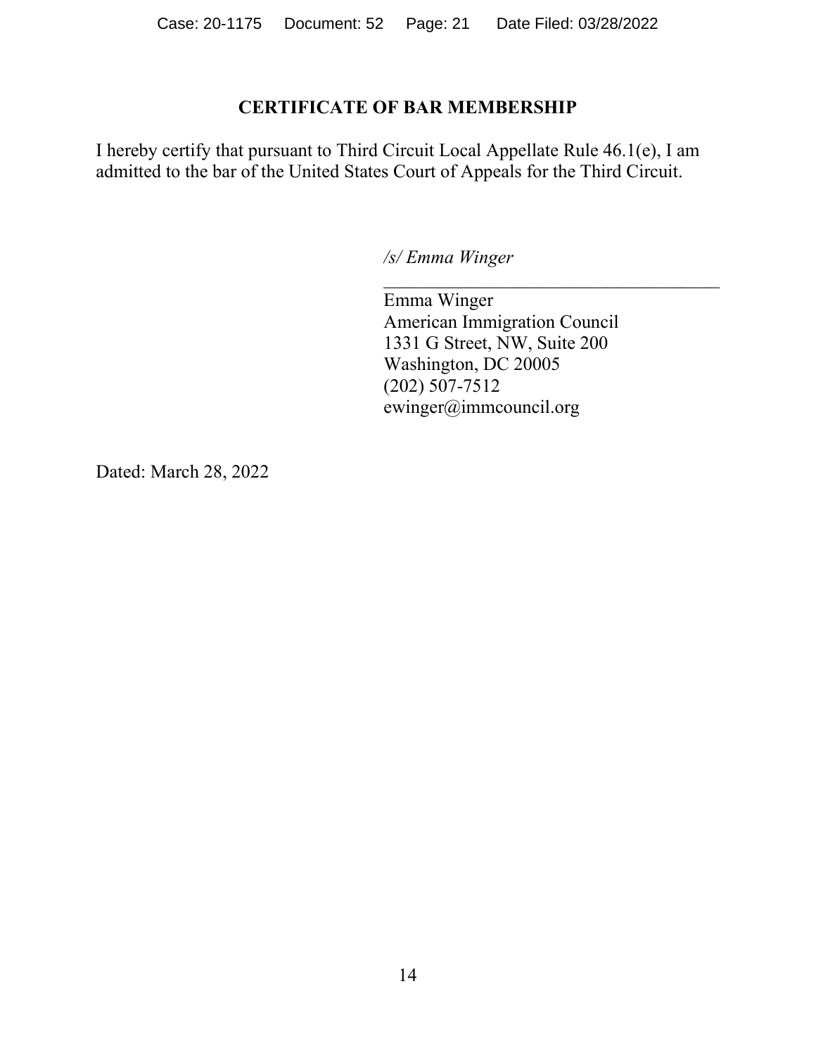## CERTIFICATE OF BAR MEMBERSHIP

I hereby certify that pursuant to Third Circuit Local Appellate Rule 46.1(e), I am admitted to the bar of the United States Court of Appeals for the Third Circuit.

*/s/ Emma Winger*

Emma Winger
American Immigration Council
1331 G Street, NW, Suite 200
Washington, DC 20005
(202) 507-7512
ewinger@immcouncil.org

Dated: March 28, 2022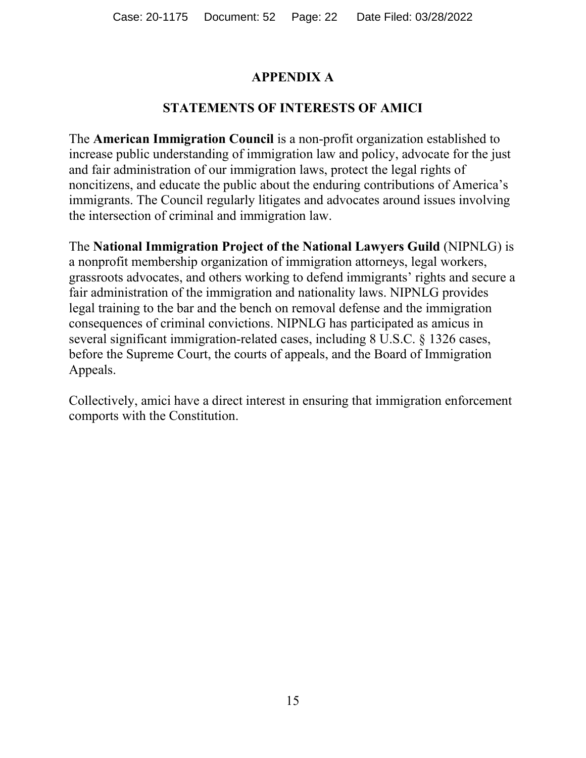# APPENDIX A

## STATEMENTS OF INTERESTS OF AMICI

The **American Immigration Council** is a non-profit organization established to increase public understanding of immigration law and policy, advocate for the just and fair administration of our immigration laws, protect the legal rights of noncitizens, and educate the public about the enduring contributions of America's immigrants. The Council regularly litigates and advocates around issues involving the intersection of criminal and immigration law.

The **National Immigration Project of the National Lawyers Guild** (NIPNLG) is a nonprofit membership organization of immigration attorneys, legal workers, grassroots advocates, and others working to defend immigrants' rights and secure a fair administration of the immigration and nationality laws. NIPNLG provides legal training to the bar and the bench on removal defense and the immigration consequences of criminal convictions. NIPNLG has participated as amicus in several significant immigration-related cases, including 8 U.S.C. § 1326 cases, before the Supreme Court, the courts of appeals, and the Board of Immigration Appeals.

Collectively, amici have a direct interest in ensuring that immigration enforcement comports with the Constitution.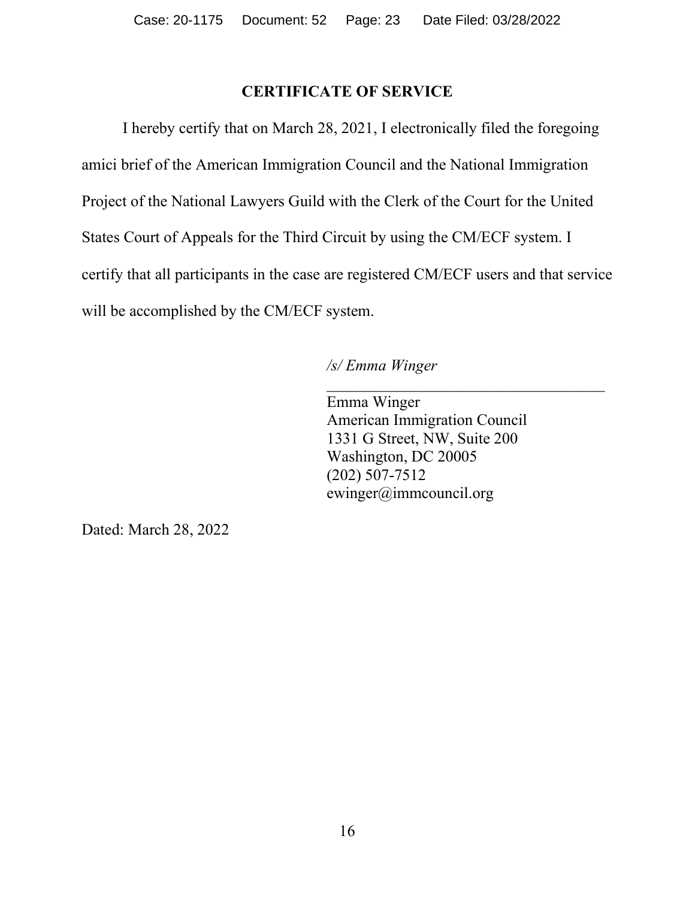## CERTIFICATE OF SERVICE

I hereby certify that on March 28, 2021, I electronically filed the foregoing amici brief of the American Immigration Council and the National Immigration Project of the National Lawyers Guild with the Clerk of the Court for the United States Court of Appeals for the Third Circuit by using the CM/ECF system. I certify that all participants in the case are registered CM/ECF users and that service will be accomplished by the CM/ECF system.

*/s/ Emma Winger*

Emma Winger
American Immigration Council
1331 G Street, NW, Suite 200
Washington, DC 20005
(202) 507-7512
ewinger@immcouncil.org

Dated: March 28, 2022